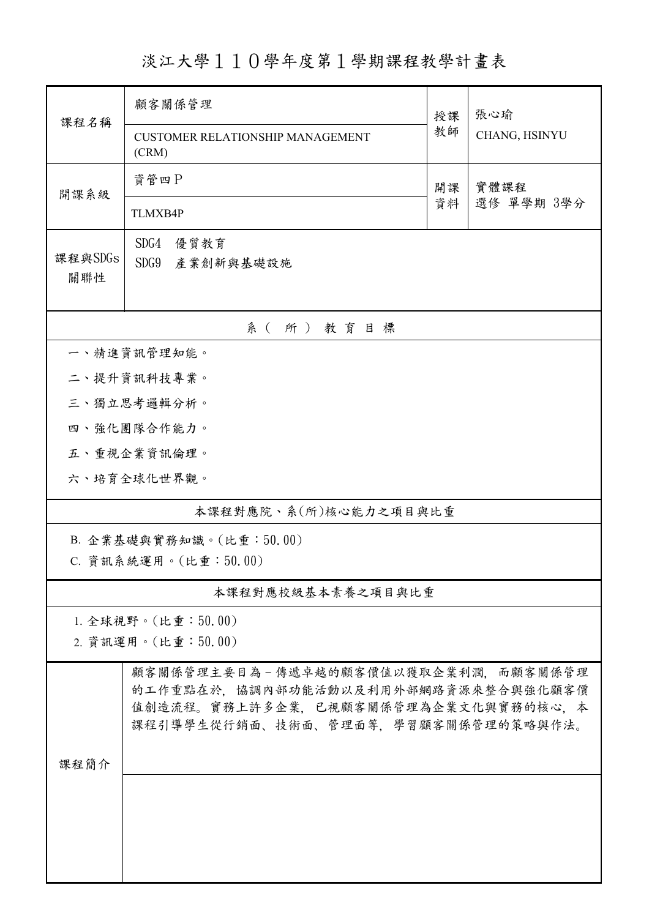# 淡江大學１１０學年度第１學期課程教學計畫表

| 課程名稱 | 顧客關係管理<br>CUSTOMER RELATIONSHIP MANAGEMENT (CRM) | 授課教師 | 張心瑜<br>CHANG, HSINYU |
|---|---|---|---|
| 開課系級 | 資管四Ｐ<br>TLMXB4P | 開課資料 | 實體課程<br>選修 單學期 3學分 |
| 課程與SDGs關聯性 | SDG4　優質教育<br>SDG9　產業創新與基礎設施 | | |

## 系（所）教育目標

一、精進資訊管理知能。

二、提升資訊科技專業。

三、獨立思考邏輯分析。

四、強化團隊合作能力。

五、重視企業資訊倫理。

六、培育全球化世界觀。

## 本課程對應院、系(所)核心能力之項目與比重

B. 企業基礎與實務知識。(比重：50.00)

C. 資訊系統運用。(比重：50.00)

## 本課程對應校級基本素養之項目與比重

1. 全球視野。(比重：50.00)
2. 資訊運用。(比重：50.00)

## 課程簡介

顧客關係管理主要目為－傳遞卓越的顧客價值以獲取企業利潤，而顧客關係管理的工作重點在於，協調內部功能活動以及利用外部網路資源來整合與強化顧客價值創造流程。實務上許多企業，已視顧客關係管理為企業文化與實務的核心，本課程引導學生從行銷面、技術面、管理面等，學習顧客關係管理的策略與作法。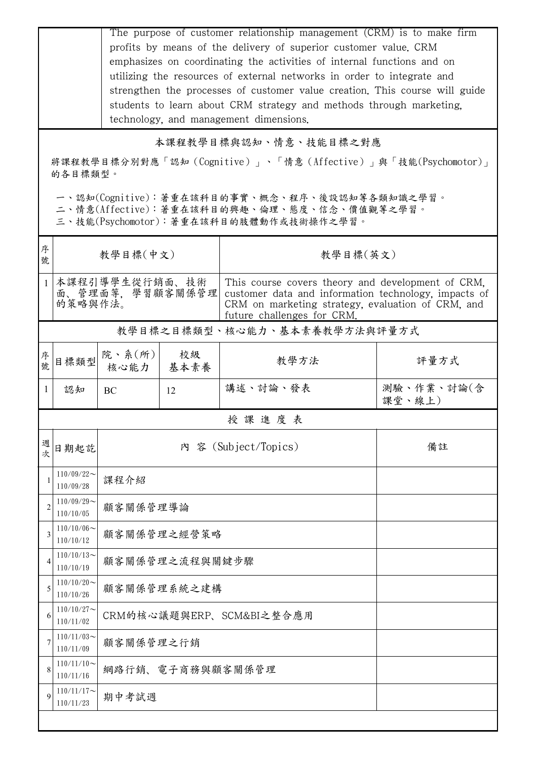| | The purpose of customer relationship management (CRM) is to make firm profits by means of the delivery of superior customer value. CRM emphasizes on coordinating the activities of internal functions and on utilizing the resources of external networks in order to integrate and strengthen the processes of customer value creation. This course will guide students to learn about CRM strategy and methods through marketing, technology, and management dimensions. |
|---|---|

## 本課程教學目標與認知、情意、技能目標之對應

將課程教學目標分別對應「認知（Cognitive）」、「情意（Affective）」與「技能(Psychomotor)」的各目標類型。

一、認知(Cognitive)：著重在該科目的事實、概念、程序、後設認知等各類知識之學習。
二、情意(Affective)：著重在該科目的興趣、倫理、態度、信念、價值觀等之學習。
三、技能(Psychomotor)：著重在該科目的肢體動作或技術操作之學習。

| 序號 | 教學目標(中文) | 教學目標(英文) |
|---|---|---|
| 1 | 本課程引導學生從行銷面、技術面、管理面等，學習顧客關係管理的策略與作法。 | This course covers theory and development of CRM, customer data and information technology, impacts of CRM on marketing strategy, evaluation of CRM, and future challenges for CRM. |

## 教學目標之目標類型、核心能力、基本素養教學方法與評量方式

| 序號 | 目標類型 | 院、系(所)核心能力 | 校級基本素養 | 教學方法 | 評量方式 |
|---|---|---|---|---|---|
| 1 | 認知 | BC | 12 | 講述、討論、發表 | 測驗、作業、討論(含課堂、線上) |

## 授 課 進 度 表

| 週次 | 日期起訖 | 內 容 (Subject/Topics) | 備註 |
|---|---|---|---|
| 1 | 110/09/22～110/09/28 | 課程介紹 | |
| 2 | 110/09/29～110/10/05 | 顧客關係管理導論 | |
| 3 | 110/10/06～110/10/12 | 顧客關係管理之經營策略 | |
| 4 | 110/10/13～110/10/19 | 顧客關係管理之流程與關鍵步驟 | |
| 5 | 110/10/20～110/10/26 | 顧客關係管理系統之建構 | |
| 6 | 110/10/27～110/11/02 | CRM的核心議題與ERP、SCM&BI之整合應用 | |
| 7 | 110/11/03～110/11/09 | 顧客關係管理之行銷 | |
| 8 | 110/11/10～110/11/16 | 網路行銷、電子商務與顧客關係管理 | |
| 9 | 110/11/17～110/11/23 | 期中考試週 | |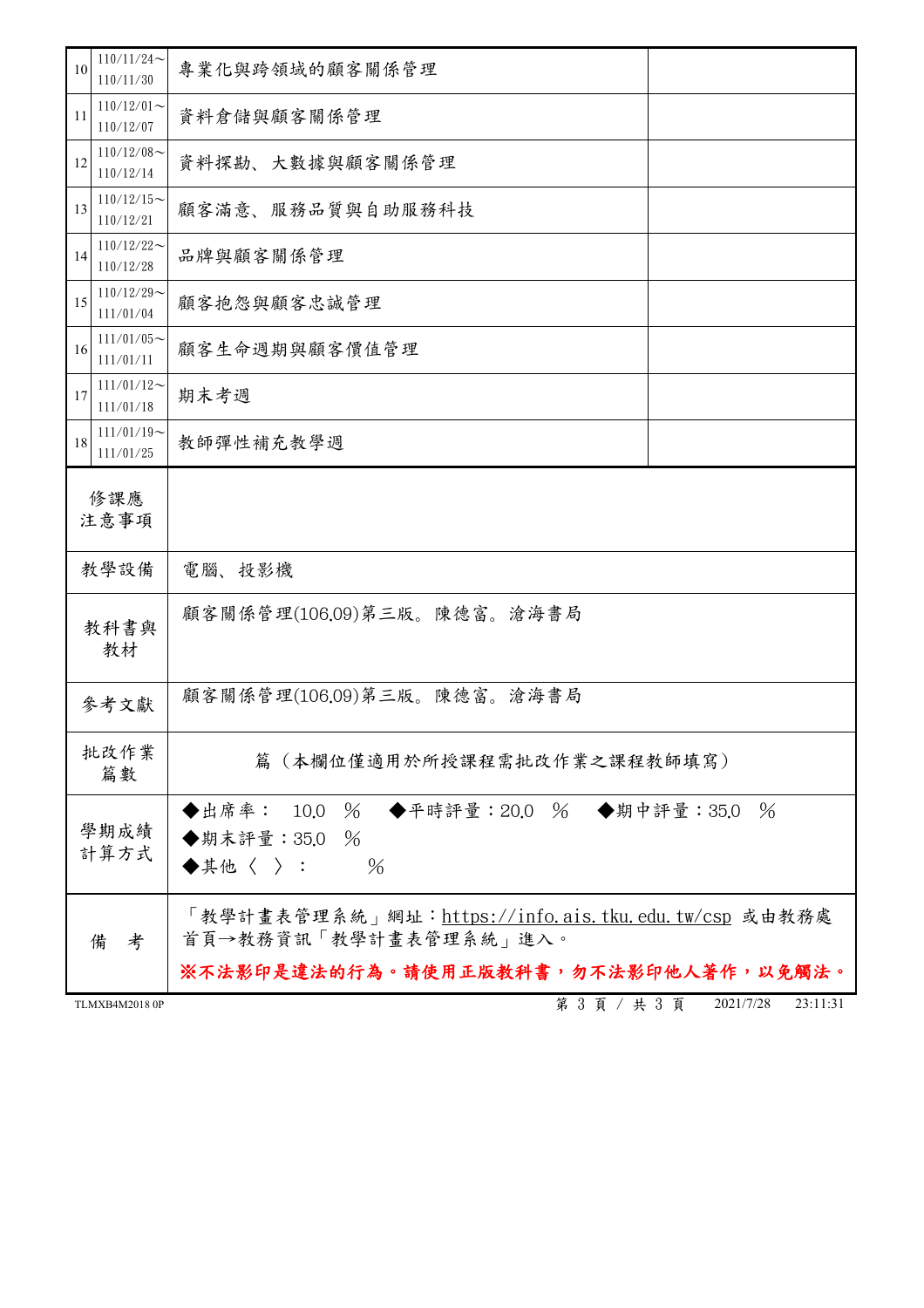| | | | |
|---|---|---|---|
| 10 | 110/11/24～110/11/30 | 專業化與跨領域的顧客關係管理 | |
| 11 | 110/12/01～110/12/07 | 資料倉儲與顧客關係管理 | |
| 12 | 110/12/08～110/12/14 | 資料探勘、大數據與顧客關係管理 | |
| 13 | 110/12/15～110/12/21 | 顧客滿意、服務品質與自助服務科技 | |
| 14 | 110/12/22～110/12/28 | 品牌與顧客關係管理 | |
| 15 | 110/12/29～111/01/04 | 顧客抱怨與顧客忠誠管理 | |
| 16 | 111/01/05～111/01/11 | 顧客生命週期與顧客價值管理 | |
| 17 | 111/01/12～111/01/18 | 期末考週 | |
| 18 | 111/01/19～111/01/25 | 教師彈性補充教學週 | |

| | |
|---|---|
| 修課應注意事項 | |
| 教學設備 | 電腦、投影機 |
| 教科書與教材 | 顧客關係管理(106.09)第三版。陳德富。滄海書局 |
| 參考文獻 | 顧客關係管理(106.09)第三版。陳德富。滄海書局 |
| 批改作業篇數 | 篇（本欄位僅適用於所授課程需批改作業之課程教師填寫） |
| 學期成績計算方式 | ◆出席率： 10.0 %　◆平時評量：20.0 %　◆期中評量：35.0 %<br>◆期末評量：35.0 %<br>◆其他〈 〉： % |
| 備　考 | 「教學計畫表管理系統」網址：https://info.ais.tku.edu.tw/csp 或由教務處首頁→教務資訊「教學計畫表管理系統」進入。<br>**※不法影印是違法的行為。請使用正版教科書，勿不法影印他人著作，以免觸法。** |

TLMXB4M2018 0P　　2021/7/28 23:11:31